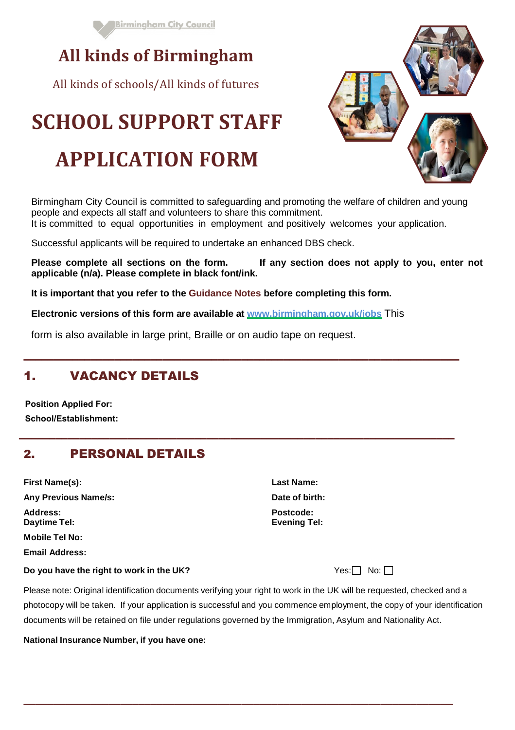Birmingham City Council

# All kinds of Birmingham

All kinds of schools/All kinds of futures

# SCHOOL SUPPORT STAFF APPLICATION FORM

Birmingham City Council is committed to safeguarding and promoting the welfare of children and young people and expects all staff and volunteers to share this commitment.
It is committed to equal opportunities in employment and positively welcomes your application.

Successful applicants will be required to undertake an enhanced DBS check.

**Please complete all sections on the form. If any section does not apply to you, enter not applicable (n/a). Please complete in black font/ink.**

**It is important that you refer to the Guidance Notes before completing this form.**

**Electronic versions of this form are available at www.birmingham.gov.uk/jobs** This form is also available in large print, Braille or on audio tape on request.

## 1. VACANCY DETAILS

**Position Applied For:**

**School/Establishment:**

## 2. PERSONAL DETAILS

**First Name(s):**

**Last Name:**

**Any Previous Name/s:**

**Date of birth:**

**Address:**

**Postcode:**

**Daytime Tel:**

**Evening Tel:**

**Mobile Tel No:**

**Email Address:**

**Do you have the right to work in the UK?** Yes: ☐ No: ☐

Please note: Original identification documents verifying your right to work in the UK will be requested, checked and a photocopy will be taken. If your application is successful and you commence employment, the copy of your identification documents will be retained on file under regulations governed by the Immigration, Asylum and Nationality Act.

**National Insurance Number, if you have one:**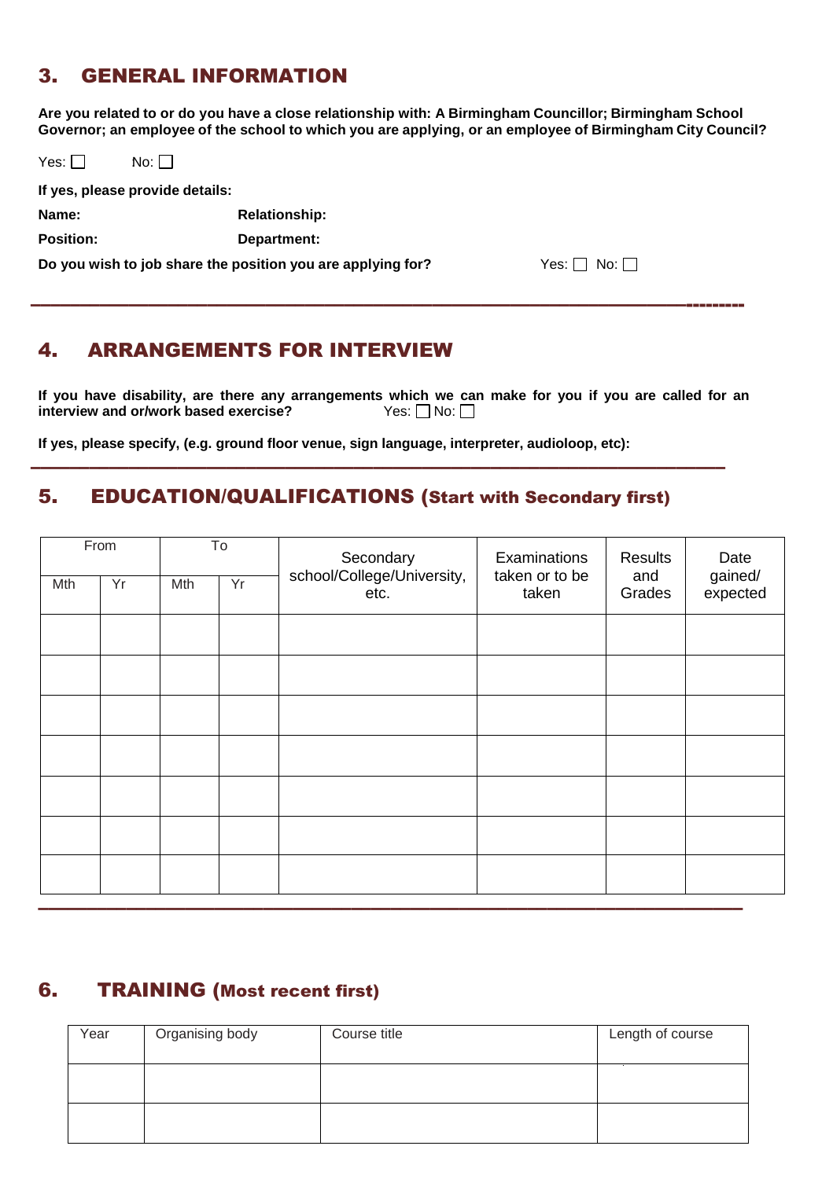## 3. GENERAL INFORMATION

**Are you related to or do you have a close relationship with: A Birmingham Councillor; Birmingham School Governor; an employee of the school to which you are applying, or an employee of Birmingham City Council?**

Yes: ☐ No: ☐

**If yes, please provide details:**

**Name:** **Relationship:**

**Position:** **Department:**

**Do you wish to job share the position you are applying for?** Yes: ☐ No: ☐

---

## 4. ARRANGEMENTS FOR INTERVIEW

**If you have disability, are there any arrangements which we can make for you if you are called for an interview and or/work based exercise?** Yes: ☐ No: ☐

**If yes, please specify, (e.g. ground floor venue, sign language, interpreter, audioloop, etc):**

---

## 5. EDUCATION/QUALIFICATIONS (Start with Secondary first)

| From | | To | | Secondary school/College/University, etc. | Examinations taken or to be taken | Results and Grades | Date gained/ expected |
|---|---|---|---|---|---|---|---|
| Mth | Yr | Mth | Yr | | | | |
| | | | | | | | |
| | | | | | | | |
| | | | | | | | |
| | | | | | | | |
| | | | | | | | |
| | | | | | | | |
| | | | | | | | |

---

## 6. TRAINING (Most recent first)

| Year | Organising body | Course title | Length of course |
|---|---|---|---|
| | | | |
| | | | |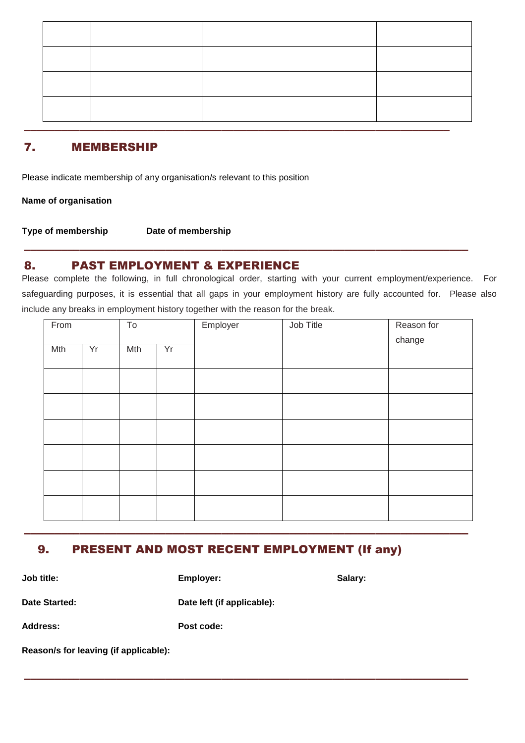| | | | |
|---|---|---|---|
| | | | |
| | | | |
| | | | |
| | | | |

## 7. MEMBERSHIP

Please indicate membership of any organisation/s relevant to this position

**Name of organisation**

**Type of membership** **Date of membership**

## 8. PAST EMPLOYMENT & EXPERIENCE

Please complete the following, in full chronological order, starting with your current employment/experience. For safeguarding purposes, it is essential that all gaps in your employment history are fully accounted for. Please also include any breaks in employment history together with the reason for the break.

| From | | To | | Employer | Job Title | Reason for change |
|---|---|---|---|---|---|---|
| Mth | Yr | Mth | Yr | | | |
| | | | | | | |
| | | | | | | |
| | | | | | | |
| | | | | | | |
| | | | | | | |
| | | | | | | |

## 9. PRESENT AND MOST RECENT EMPLOYMENT (If any)

**Job title:** **Employer:** **Salary:**

**Date Started:** **Date left (if applicable):**

**Address:** **Post code:**

**Reason/s for leaving (if applicable):**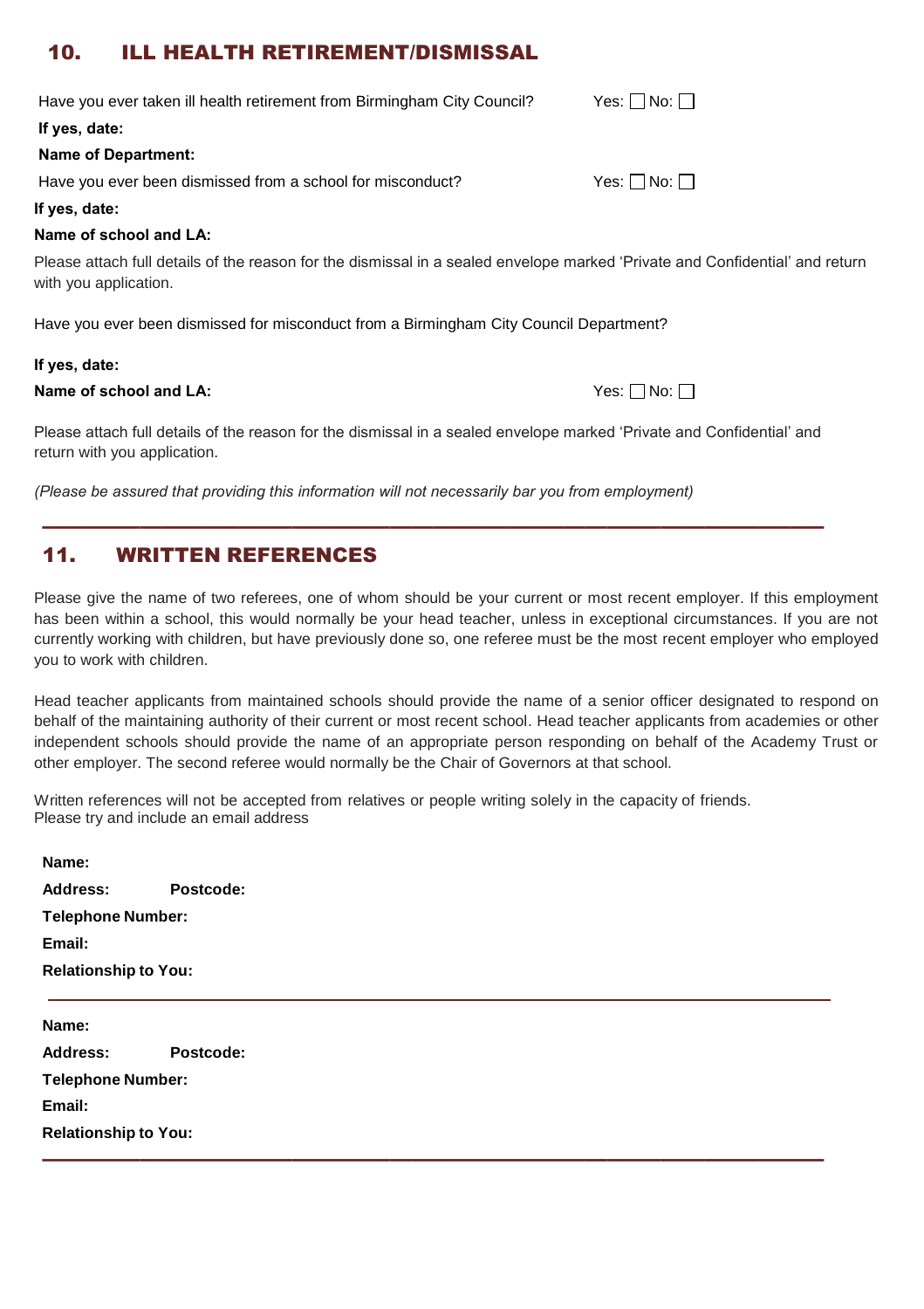## 10. ILL HEALTH RETIREMENT/DISMISSAL

Have you ever taken ill health retirement from Birmingham City Council? Yes: ☐ No: ☐

**If yes, date:**

**Name of Department:**

Have you ever been dismissed from a school for misconduct? Yes: ☐ No: ☐

**If yes, date:**

**Name of school and LA:**

Please attach full details of the reason for the dismissal in a sealed envelope marked 'Private and Confidential' and return with you application.

Have you ever been dismissed for misconduct from a Birmingham City Council Department?

**If yes, date:**

**Name of school and LA:** Yes: ☐ No: ☐

Please attach full details of the reason for the dismissal in a sealed envelope marked 'Private and Confidential' and return with you application.

*(Please be assured that providing this information will not necessarily bar you from employment)*

---

## 11. WRITTEN REFERENCES

Please give the name of two referees, one of whom should be your current or most recent employer. If this employment has been within a school, this would normally be your head teacher, unless in exceptional circumstances. If you are not currently working with children, but have previously done so, one referee must be the most recent employer who employed you to work with children.

Head teacher applicants from maintained schools should provide the name of a senior officer designated to respond on behalf of the maintaining authority of their current or most recent school. Head teacher applicants from academies or other independent schools should provide the name of an appropriate person responding on behalf of the Academy Trust or other employer. The second referee would normally be the Chair of Governors at that school.

Written references will not be accepted from relatives or people writing solely in the capacity of friends.
Please try and include an email address

**Name:**

**Address:** **Postcode:**

**Telephone Number:**

**Email:**

**Relationship to You:**

---

**Name:**

**Address:** **Postcode:**

**Telephone Number:**

**Email:**

**Relationship to You:**

---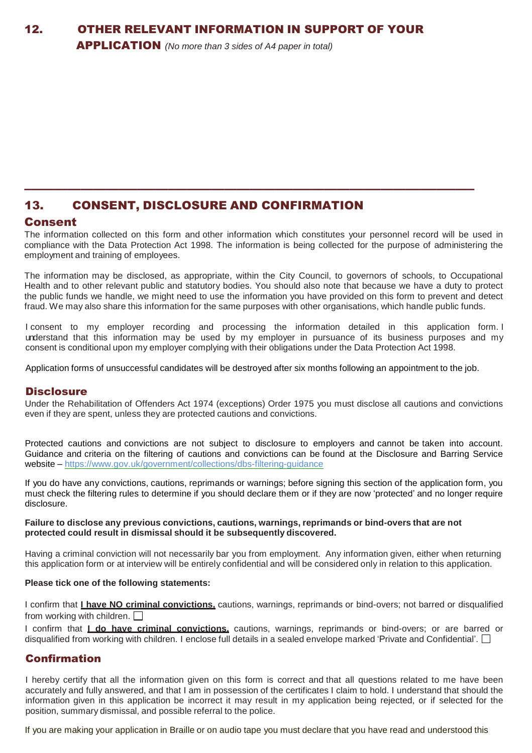## 12. OTHER RELEVANT INFORMATION IN SUPPORT OF YOUR APPLICATION *(No more than 3 sides of A4 paper in total)*

---

## 13. CONSENT, DISCLOSURE AND CONFIRMATION

### Consent

The information collected on this form and other information which constitutes your personnel record will be used in compliance with the Data Protection Act 1998. The information is being collected for the purpose of administering the employment and training of employees.

The information may be disclosed, as appropriate, within the City Council, to governors of schools, to Occupational Health and to other relevant public and statutory bodies. You should also note that because we have a duty to protect the public funds we handle, we might need to use the information you have provided on this form to prevent and detect fraud. We may also share this information for the same purposes with other organisations, which handle public funds.

I consent to my employer recording and processing the information detailed in this application form. I understand that this information may be used by my employer in pursuance of its business purposes and my consent is conditional upon my employer complying with their obligations under the Data Protection Act 1998.

Application forms of unsuccessful candidates will be destroyed after six months following an appointment to the job.

### Disclosure

Under the Rehabilitation of Offenders Act 1974 (exceptions) Order 1975 you must disclose all cautions and convictions even if they are spent, unless they are protected cautions and convictions.

Protected cautions and convictions are not subject to disclosure to employers and cannot be taken into account. Guidance and criteria on the filtering of cautions and convictions can be found at the Disclosure and Barring Service website – https://www.gov.uk/government/collections/dbs-filtering-guidance

If you do have any convictions, cautions, reprimands or warnings; before signing this section of the application form, you must check the filtering rules to determine if you should declare them or if they are now 'protected' and no longer require disclosure.

**Failure to disclose any previous convictions, cautions, warnings, reprimands or bind-overs that are not protected could result in dismissal should it be subsequently discovered.**

Having a criminal conviction will not necessarily bar you from employment. Any information given, either when returning this application form or at interview will be entirely confidential and will be considered only in relation to this application.

**Please tick one of the following statements:**

I confirm that **I have NO criminal convictions,** cautions, warnings, reprimands or bind-overs; not barred or disqualified from working with children. ☐

I confirm that **I do have criminal convictions,** cautions, warnings, reprimands or bind-overs; or are barred or disqualified from working with children. I enclose full details in a sealed envelope marked 'Private and Confidential'. ☐

### Confirmation

I hereby certify that all the information given on this form is correct and that all questions related to me have been accurately and fully answered, and that I am in possession of the certificates I claim to hold. I understand that should the information given in this application be incorrect it may result in my application being rejected, or if selected for the position, summary dismissal, and possible referral to the police.

If you are making your application in Braille or on audio tape you must declare that you have read and understood this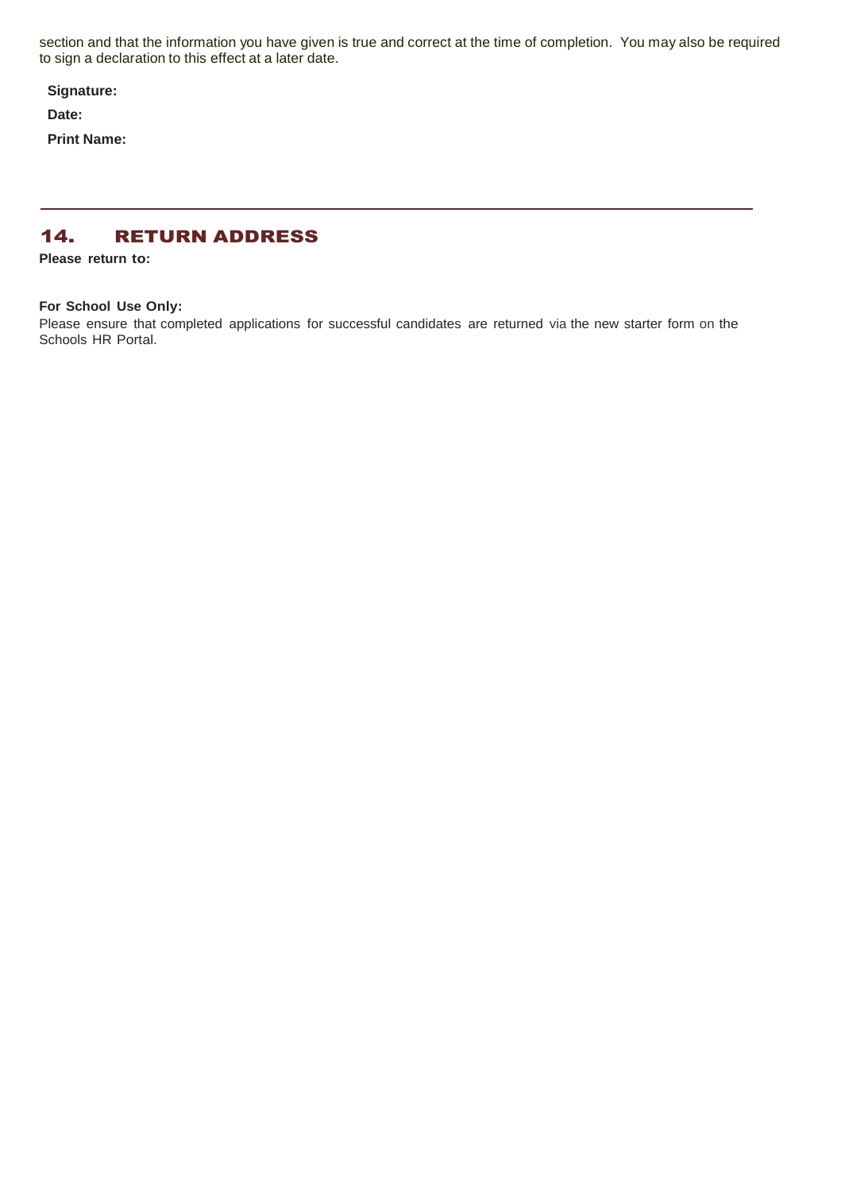section and that the information you have given is true and correct at the time of completion. You may also be required to sign a declaration to this effect at a later date.

**Signature:**

**Date:**

**Print Name:**

---

## 14. RETURN ADDRESS

**Please return to:**

**For School Use Only:**

Please ensure that completed applications for successful candidates are returned via the new starter form on the Schools HR Portal.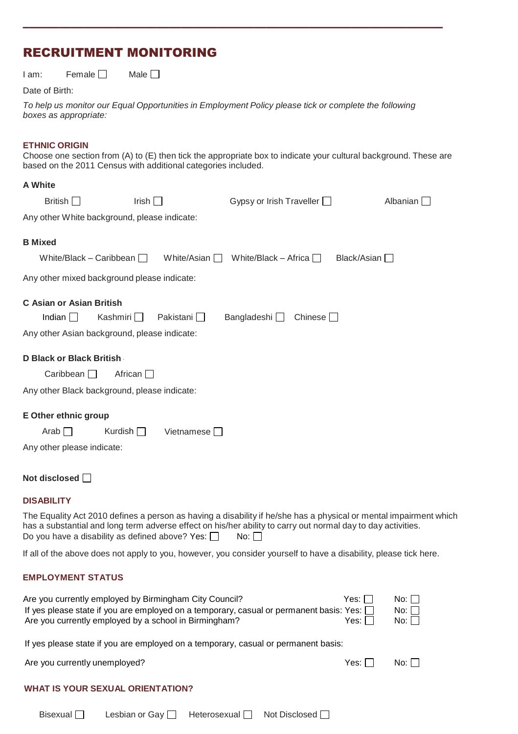## RECRUITMENT MONITORING

I am: Female ☐ Male ☐

Date of Birth:

*To help us monitor our Equal Opportunities in Employment Policy please tick or complete the following boxes as appropriate:*

### ETHNIC ORIGIN

Choose one section from (A) to (E) then tick the appropriate box to indicate your cultural background. These are based on the 2011 Census with additional categories included.

**A White**

British ☐ Irish ☐ Gypsy or Irish Traveller ☐ Albanian ☐

Any other White background, please indicate:

**B Mixed**

White/Black – Caribbean ☐ White/Asian ☐ White/Black – Africa ☐ Black/Asian ☐

Any other mixed background please indicate:

**C Asian or Asian British**

Indian ☐ Kashmiri ☐ Pakistani ☐ Bangladeshi ☐ Chinese ☐

Any other Asian background, please indicate:

**D Black or Black British**

Caribbean ☐ African ☐

Any other Black background, please indicate:

**E Other ethnic group**

Arab ☐ Kurdish ☐ Vietnamese ☐

Any other please indicate:

**Not disclosed** ☐

### DISABILITY

The Equality Act 2010 defines a person as having a disability if he/she has a physical or mental impairment which has a substantial and long term adverse effect on his/her ability to carry out normal day to day activities.
Do you have a disability as defined above? Yes: ☐ No: ☐

If all of the above does not apply to you, however, you consider yourself to have a disability, please tick here.

### EMPLOYMENT STATUS

Are you currently employed by Birmingham City Council? Yes: ☐ No: ☐
If yes please state if you are employed on a temporary, casual or permanent basis: Yes: ☐ No: ☐
Are you currently employed by a school in Birmingham? Yes: ☐ No: ☐

If yes please state if you are employed on a temporary, casual or permanent basis:

Are you currently unemployed? Yes: ☐ No: ☐

### WHAT IS YOUR SEXUAL ORIENTATION?

Bisexual ☐ Lesbian or Gay ☐ Heterosexual ☐ Not Disclosed ☐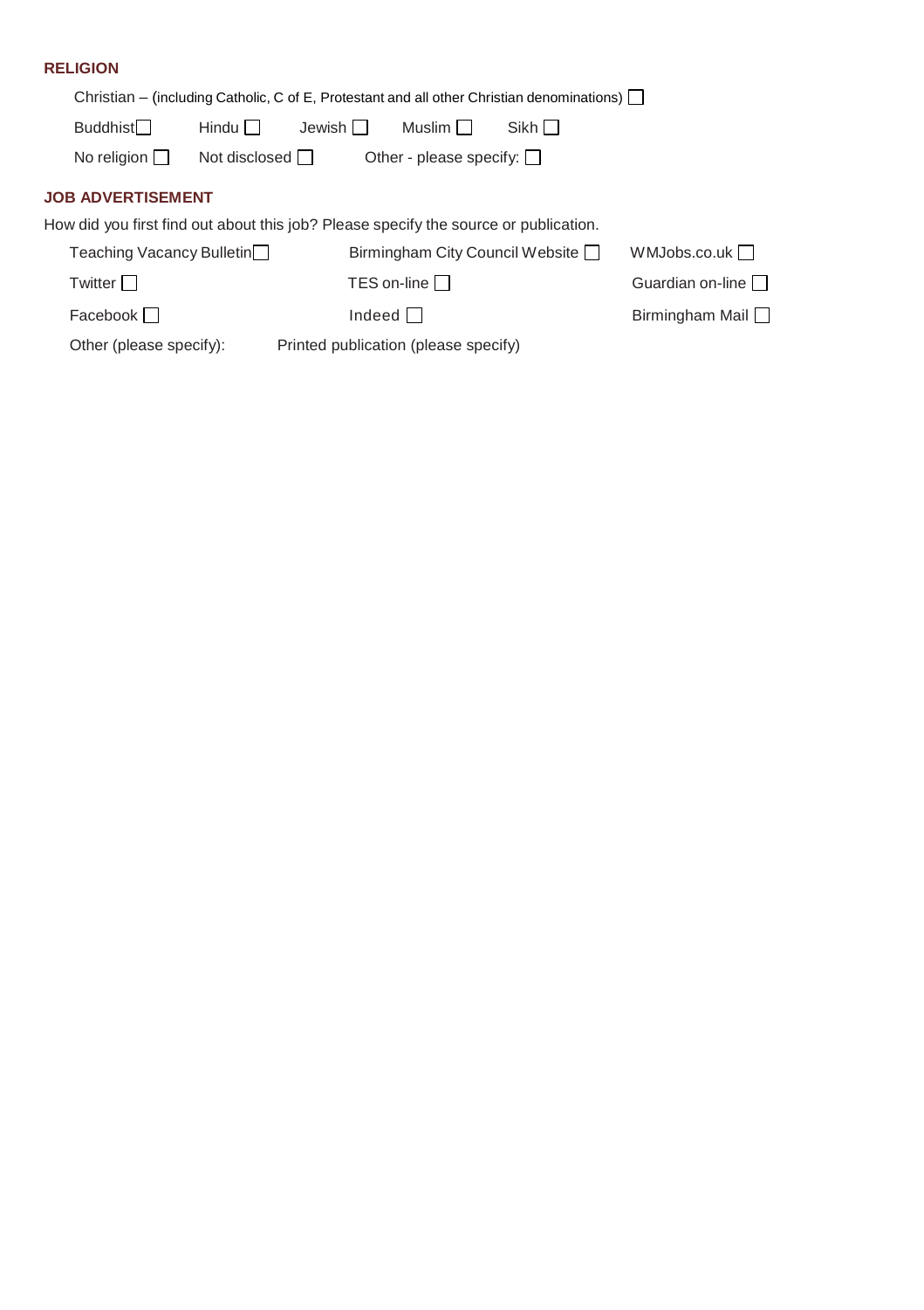## RELIGION

Christian – (including Catholic, C of E, Protestant and all other Christian denominations) ☐

Buddhist ☐ Hindu ☐ Jewish ☐ Muslim ☐ Sikh ☐

No religion ☐ Not disclosed ☐ Other - please specify: ☐

## JOB ADVERTISEMENT

How did you first find out about this job? Please specify the source or publication.

| | | |
|---|---|---|
| Teaching Vacancy Bulletin ☐ | Birmingham City Council Website ☐ | WMJobs.co.uk ☐ |
| Twitter ☐ | TES on-line ☐ | Guardian on-line ☐ |
| Facebook ☐ | Indeed ☐ | Birmingham Mail ☐ |

Other (please specify): Printed publication (please specify)